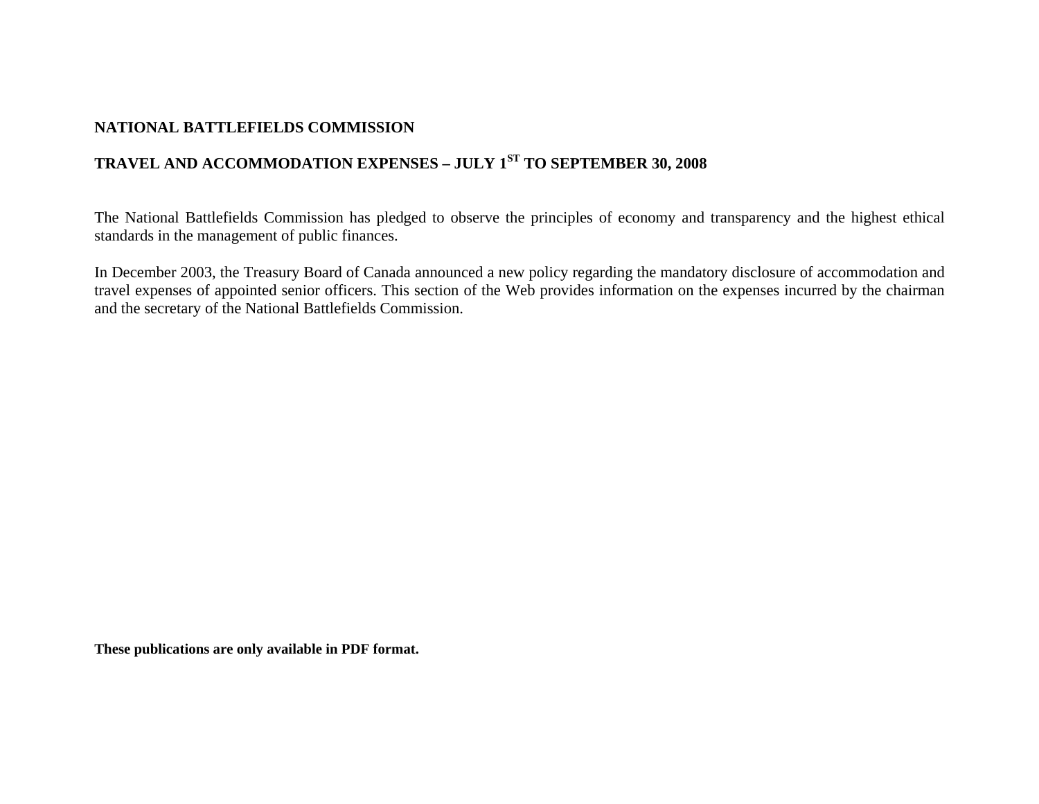# NATIONAL BATTLEFIELDS COMMISSION

## TRAVEL AND ACCOMMODATION EXPENSES – JULY 1ST TO SEPTEMBER 30, 2008

The National Battlefields Commission has pledged to observe the principles of economy and transparency and the highest ethical standards in the management of public finances.

In December 2003, the Treasury Board of Canada announced a new policy regarding the mandatory disclosure of accommodation and travel expenses of appointed senior officers. This section of the Web provides information on the expenses incurred by the chairman and the secretary of the National Battlefields Commission.

**These publications are only available in PDF format.**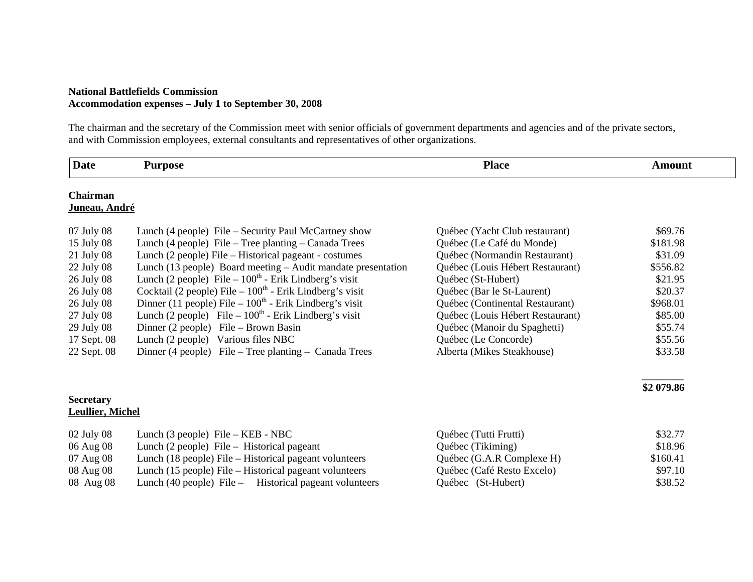**National Battlefields Commission**
**Accommodation expenses – July 1 to September 30, 2008**

The chairman and the secretary of the Commission meet with senior officials of government departments and agencies and of the private sectors, and with Commission employees, external consultants and representatives of other organizations.

| Date | Purpose | Place | Amount |
|---|---|---|---|
| **Chairman** | | | |
| **Juneau, André** | | | |
| 07 July 08 | Lunch (4 people) File – Security Paul McCartney show | Québec (Yacht Club restaurant) | $69.76 |
| 15 July 08 | Lunch (4 people) File – Tree planting – Canada Trees | Québec (Le Café du Monde) | $181.98 |
| 21 July 08 | Lunch (2 people) File – Historical pageant - costumes | Québec (Normandin Restaurant) | $31.09 |
| 22 July 08 | Lunch (13 people) Board meeting – Audit mandate presentation | Québec (Louis Hébert Restaurant) | $556.82 |
| 26 July 08 | Lunch (2 people) File – 100th - Erik Lindberg's visit | Québec (St-Hubert) | $21.95 |
| 26 July 08 | Cocktail (2 people) File – 100th - Erik Lindberg's visit | Québec (Bar le St-Laurent) | $20.37 |
| 26 July 08 | Dinner (11 people) File – 100th - Erik Lindberg's visit | Québec (Continental Restaurant) | $968.01 |
| 27 July 08 | Lunch (2 people) File – 100th - Erik Lindberg's visit | Québec (Louis Hébert Restaurant) | $85.00 |
| 29 July 08 | Dinner (2 people) File – Brown Basin | Québec (Manoir du Spaghetti) | $55.74 |
| 17 Sept. 08 | Lunch (2 people) Various files NBC | Québec (Le Concorde) | $55.56 |
| 22 Sept. 08 | Dinner (4 people) File – Tree planting – Canada Trees | Alberta (Mikes Steakhouse) | $33.58 |
| | | | **$2 079.86** |
| **Secretary** | | | |
| **Leullier, Michel** | | | |
| 02 July 08 | Lunch (3 people) File – KEB - NBC | Québec (Tutti Frutti) | $32.77 |
| 06 Aug 08 | Lunch (2 people) File – Historical pageant | Québec (Tikiming) | $18.96 |
| 07 Aug 08 | Lunch (18 people) File – Historical pageant volunteers | Québec (G.A.R Complexe H) | $160.41 |
| 08 Aug 08 | Lunch (15 people) File – Historical pageant volunteers | Québec (Café Resto Excelo) | $97.10 |
| 08 Aug 08 | Lunch (40 people) File – Historical pageant volunteers | Québec (St-Hubert) | $38.52 |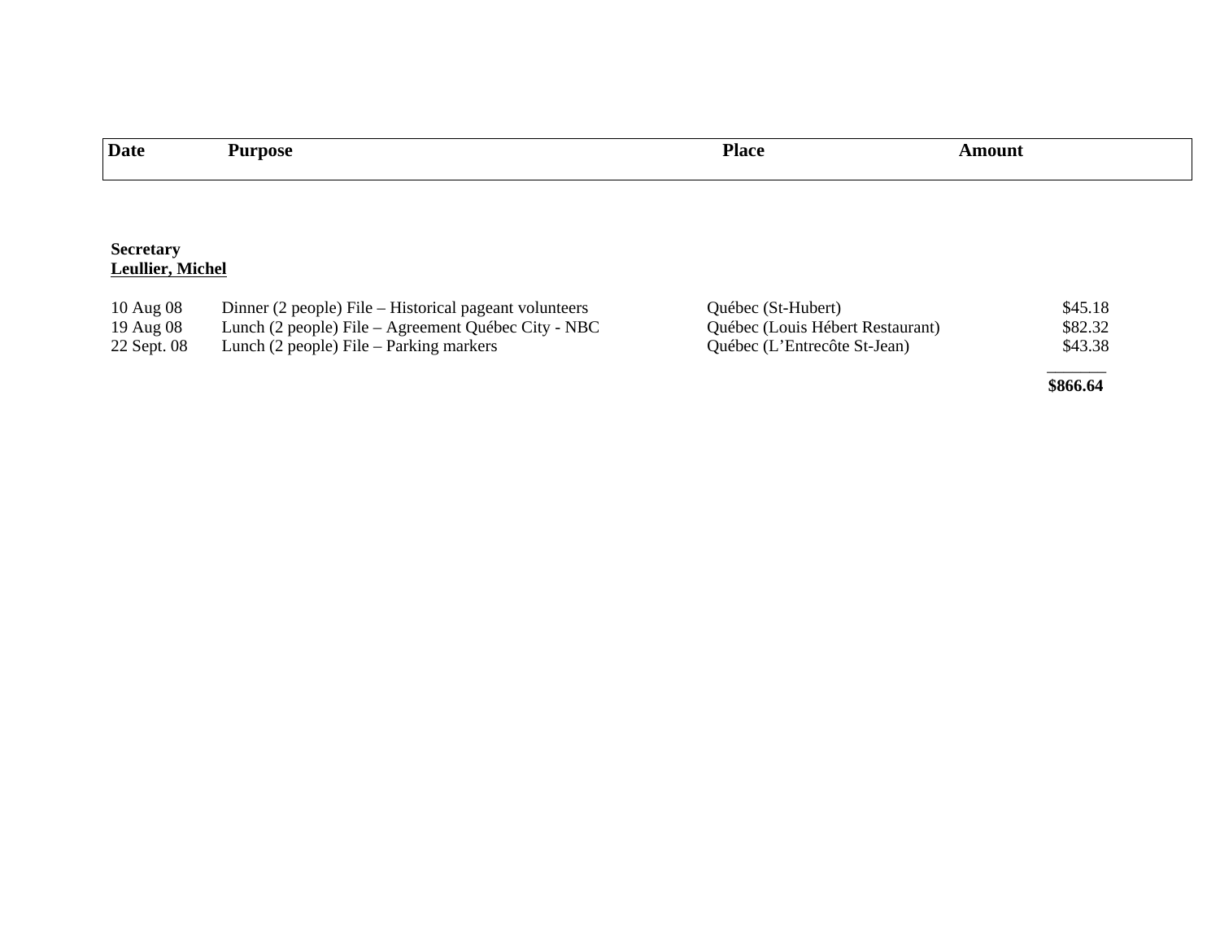| Date | Purpose | Place | Amount |
|---|---|---|---|
| **Secretary** | | | |
| **Leullier, Michel** | | | |
| 10 Aug 08 | Dinner (2 people) File – Historical pageant volunteers | Québec (St-Hubert) | $45.18 |
| 19 Aug 08 | Lunch (2 people) File – Agreement Québec City - NBC | Québec (Louis Hébert Restaurant) | $82.32 |
| 22 Sept. 08 | Lunch (2 people) File – Parking markers | Québec (L'Entrecôte St-Jean) | $43.38 |
| | | | **$866.64** |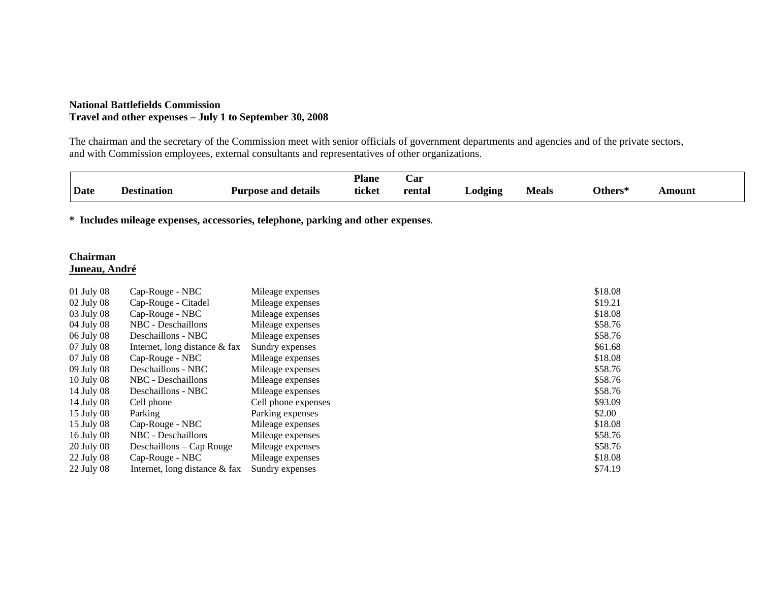**National Battlefields Commission**
**Travel and other expenses – July 1 to September 30, 2008**

The chairman and the secretary of the Commission meet with senior officials of government departments and agencies and of the private sectors, and with Commission employees, external consultants and representatives of other organizations.

| Date | Destination | Purpose and details | Plane ticket | Car rental | Lodging | Meals | Others* | Amount |
|---|---|---|---|---|---|---|---|---|

**\* Includes mileage expenses, accessories, telephone, parking and other expenses**.

**Chairman**
**Juneau, André**

| Date | Destination | Purpose and details | Plane ticket | Car rental | Lodging | Meals | Others* | Amount |
|---|---|---|---|---|---|---|---|---|
| 01 July 08 | Cap-Rouge - NBC | Mileage expenses | | | | | $18.08 | |
| 02 July 08 | Cap-Rouge - Citadel | Mileage expenses | | | | | $19.21 | |
| 03 July 08 | Cap-Rouge - NBC | Mileage expenses | | | | | $18.08 | |
| 04 July 08 | NBC - Deschaillons | Mileage expenses | | | | | $58.76 | |
| 06 July 08 | Deschaillons - NBC | Mileage expenses | | | | | $58.76 | |
| 07 July 08 | Internet, long distance & fax | Sundry expenses | | | | | $61.68 | |
| 07 July 08 | Cap-Rouge - NBC | Mileage expenses | | | | | $18.08 | |
| 09 July 08 | Deschaillons - NBC | Mileage expenses | | | | | $58.76 | |
| 10 July 08 | NBC - Deschaillons | Mileage expenses | | | | | $58.76 | |
| 14 July 08 | Deschaillons - NBC | Mileage expenses | | | | | $58.76 | |
| 14 July 08 | Cell phone | Cell phone expenses | | | | | $93.09 | |
| 15 July 08 | Parking | Parking expenses | | | | | $2.00 | |
| 15 July 08 | Cap-Rouge - NBC | Mileage expenses | | | | | $18.08 | |
| 16 July 08 | NBC - Deschaillons | Mileage expenses | | | | | $58.76 | |
| 20 July 08 | Deschaillons – Cap Rouge | Mileage expenses | | | | | $58.76 | |
| 22 July 08 | Cap-Rouge - NBC | Mileage expenses | | | | | $18.08 | |
| 22 July 08 | Internet, long distance & fax | Sundry expenses | | | | | $74.19 | |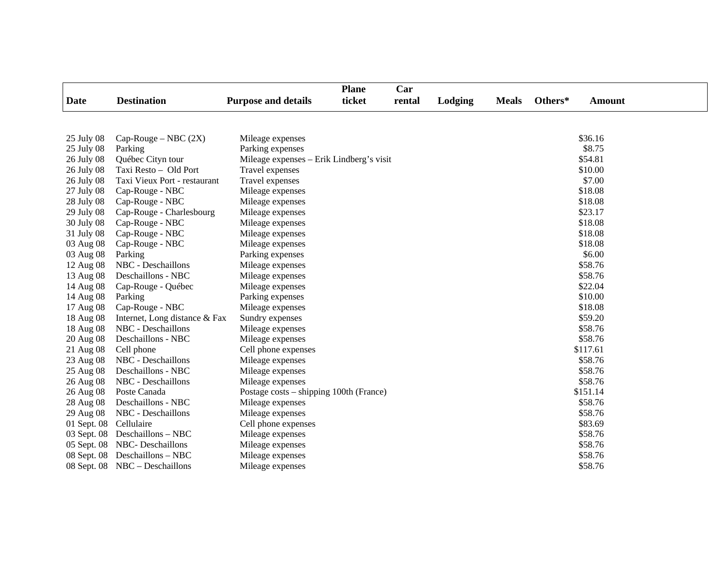| Date | Destination | Purpose and details | Plane ticket | Car rental | Lodging | Meals | Others* | Amount |
|---|---|---|---|---|---|---|---|---|
| 25 July 08 | Cap-Rouge – NBC (2X) | Mileage expenses | | | | | | $36.16 |
| 25 July 08 | Parking | Parking expenses | | | | | | $8.75 |
| 26 July 08 | Québec Cityn tour | Mileage expenses – Erik Lindberg’s visit | | | | | | $54.81 |
| 26 July 08 | Taxi Resto – Old Port | Travel expenses | | | | | | $10.00 |
| 26 July 08 | Taxi Vieux Port - restaurant | Travel expenses | | | | | | $7.00 |
| 27 July 08 | Cap-Rouge - NBC | Mileage expenses | | | | | | $18.08 |
| 28 July 08 | Cap-Rouge - NBC | Mileage expenses | | | | | | $18.08 |
| 29 July 08 | Cap-Rouge - Charlesbourg | Mileage expenses | | | | | | $23.17 |
| 30 July 08 | Cap-Rouge - NBC | Mileage expenses | | | | | | $18.08 |
| 31 July 08 | Cap-Rouge - NBC | Mileage expenses | | | | | | $18.08 |
| 03 Aug 08 | Cap-Rouge - NBC | Mileage expenses | | | | | | $18.08 |
| 03 Aug 08 | Parking | Parking expenses | | | | | | $6.00 |
| 12 Aug 08 | NBC - Deschaillons | Mileage expenses | | | | | | $58.76 |
| 13 Aug 08 | Deschaillons - NBC | Mileage expenses | | | | | | $58.76 |
| 14 Aug 08 | Cap-Rouge - Québec | Mileage expenses | | | | | | $22.04 |
| 14 Aug 08 | Parking | Parking expenses | | | | | | $10.00 |
| 17 Aug 08 | Cap-Rouge - NBC | Mileage expenses | | | | | | $18.08 |
| 18 Aug 08 | Internet, Long distance & Fax | Sundry expenses | | | | | | $59.20 |
| 18 Aug 08 | NBC - Deschaillons | Mileage expenses | | | | | | $58.76 |
| 20 Aug 08 | Deschaillons - NBC | Mileage expenses | | | | | | $58.76 |
| 21 Aug 08 | Cell phone | Cell phone expenses | | | | | | $117.61 |
| 23 Aug 08 | NBC - Deschaillons | Mileage expenses | | | | | | $58.76 |
| 25 Aug 08 | Deschaillons - NBC | Mileage expenses | | | | | | $58.76 |
| 26 Aug 08 | NBC - Deschaillons | Mileage expenses | | | | | | $58.76 |
| 26 Aug 08 | Poste Canada | Postage costs – shipping 100th (France) | | | | | | $151.14 |
| 28 Aug 08 | Deschaillons - NBC | Mileage expenses | | | | | | $58.76 |
| 29 Aug 08 | NBC - Deschaillons | Mileage expenses | | | | | | $58.76 |
| 01 Sept. 08 | Cellulaire | Cell phone expenses | | | | | | $83.69 |
| 03 Sept. 08 | Deschaillons – NBC | Mileage expenses | | | | | | $58.76 |
| 05 Sept. 08 | NBC- Deschaillons | Mileage expenses | | | | | | $58.76 |
| 08 Sept. 08 | Deschaillons – NBC | Mileage expenses | | | | | | $58.76 |
| 08 Sept. 08 | NBC – Deschaillons | Mileage expenses | | | | | | $58.76 |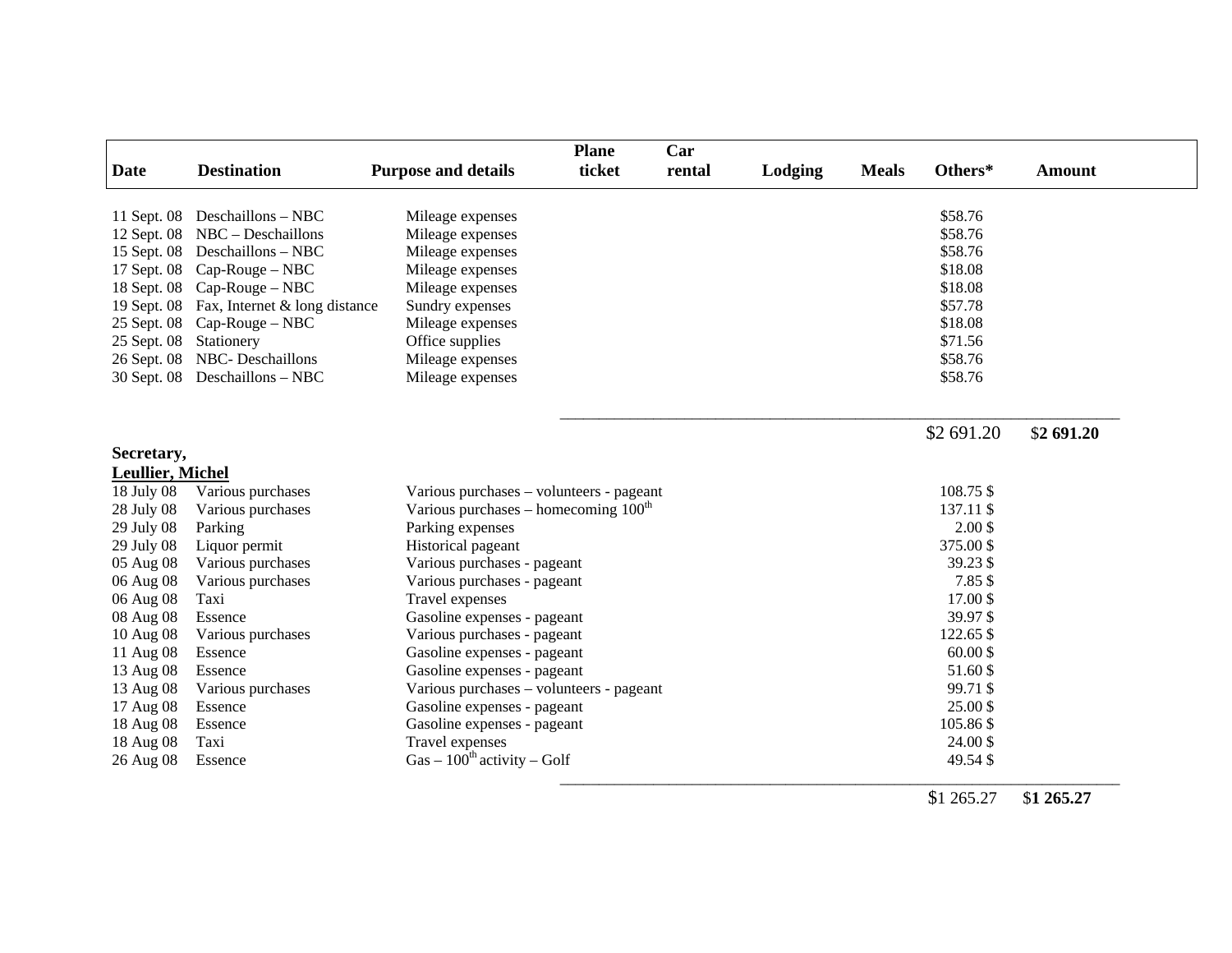| Date | Destination | Purpose and details | Plane ticket | Car rental | Lodging | Meals | Others* | Amount |
|---|---|---|---|---|---|---|---|---|
| 11 Sept. 08 | Deschaillons – NBC | Mileage expenses | | | | | $58.76 | |
| 12 Sept. 08 | NBC – Deschaillons | Mileage expenses | | | | | $58.76 | |
| 15 Sept. 08 | Deschaillons – NBC | Mileage expenses | | | | | $58.76 | |
| 17 Sept. 08 | Cap-Rouge – NBC | Mileage expenses | | | | | $18.08 | |
| 18 Sept. 08 | Cap-Rouge – NBC | Mileage expenses | | | | | $18.08 | |
| 19 Sept. 08 | Fax, Internet & long distance | Sundry expenses | | | | | $57.78 | |
| 25 Sept. 08 | Cap-Rouge – NBC | Mileage expenses | | | | | $18.08 | |
| 25 Sept. 08 | Stationery | Office supplies | | | | | $71.56 | |
| 26 Sept. 08 | NBC- Deschaillons | Mileage expenses | | | | | $58.76 | |
| 30 Sept. 08 | Deschaillons – NBC | Mileage expenses | | | | | $58.76 | |
| | | | | | | | $2 691.20 | **$2 691.20** |
| **Secretary,** | | | | | | | | |
| **<u>Leullier, Michel</u>** | | | | | | | | |
| 18 July 08 | Various purchases | Various purchases – volunteers - pageant | | | | | 108.75 $ | |
| 28 July 08 | Various purchases | Various purchases – homecoming 100th | | | | | 137.11 $ | |
| 29 July 08 | Parking | Parking expenses | | | | | 2.00 $ | |
| 29 July 08 | Liquor permit | Historical pageant | | | | | 375.00 $ | |
| 05 Aug 08 | Various purchases | Various purchases - pageant | | | | | 39.23 $ | |
| 06 Aug 08 | Various purchases | Various purchases - pageant | | | | | 7.85 $ | |
| 06 Aug 08 | Taxi | Travel expenses | | | | | 17.00 $ | |
| 08 Aug 08 | Essence | Gasoline expenses - pageant | | | | | 39.97 $ | |
| 10 Aug 08 | Various purchases | Various purchases - pageant | | | | | 122.65 $ | |
| 11 Aug 08 | Essence | Gasoline expenses - pageant | | | | | 60.00 $ | |
| 13 Aug 08 | Essence | Gasoline expenses - pageant | | | | | 51.60 $ | |
| 13 Aug 08 | Various purchases | Various purchases – volunteers - pageant | | | | | 99.71 $ | |
| 17 Aug 08 | Essence | Gasoline expenses - pageant | | | | | 25.00 $ | |
| 18 Aug 08 | Essence | Gasoline expenses - pageant | | | | | 105.86 $ | |
| 18 Aug 08 | Taxi | Travel expenses | | | | | 24.00 $ | |
| 26 Aug 08 | Essence | Gas – 100th activity – Golf | | | | | 49.54 $ | |
| | | | | | | | $1 265.27 | **$1 265.27** |